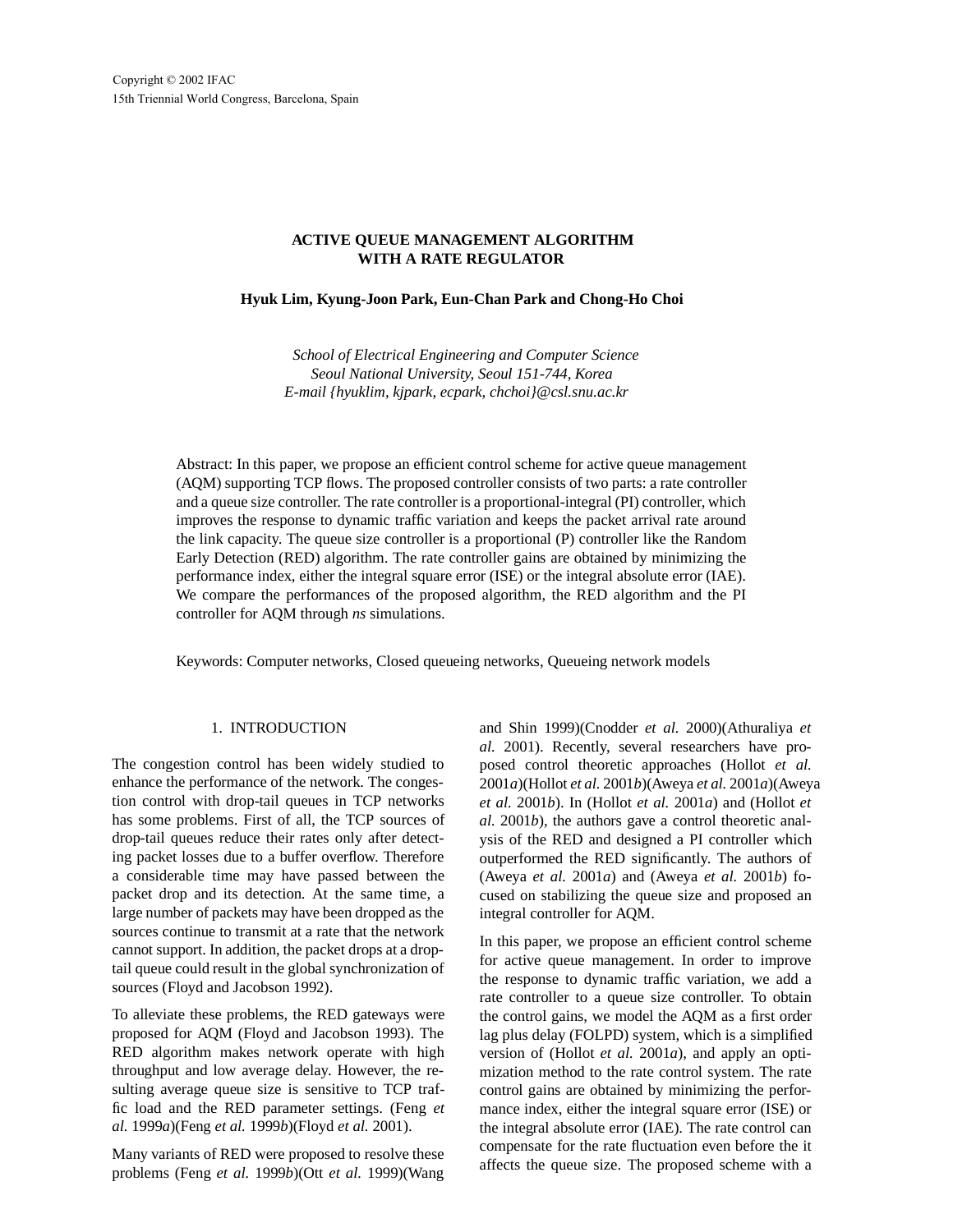Copyright © 2002 IFAC
15th Triennial World Congress, Barcelona, Spain

# ACTIVE QUEUE MANAGEMENT ALGORITHM WITH A RATE REGULATOR

**Hyuk Lim, Kyung-Joon Park, Eun-Chan Park and Chong-Ho Choi**

*School of Electrical Engineering and Computer Science*
*Seoul National University, Seoul 151-744, Korea*
*E-mail {hyuklim, kjpark, ecpark, chchoi}@csl.snu.ac.kr*

Abstract: In this paper, we propose an efficient control scheme for active queue management (AQM) supporting TCP flows. The proposed controller consists of two parts: a rate controller and a queue size controller. The rate controller is a proportional-integral (PI) controller, which improves the response to dynamic traffic variation and keeps the packet arrival rate around the link capacity. The queue size controller is a proportional (P) controller like the Random Early Detection (RED) algorithm. The rate controller gains are obtained by minimizing the performance index, either the integral square error (ISE) or the integral absolute error (IAE). We compare the performances of the proposed algorithm, the RED algorithm and the PI controller for AQM through *ns* simulations.

Keywords: Computer networks, Closed queueing networks, Queueing network models

## 1. INTRODUCTION

The congestion control has been widely studied to enhance the performance of the network. The congestion control with drop-tail queues in TCP networks has some problems. First of all, the TCP sources of drop-tail queues reduce their rates only after detecting packet losses due to a buffer overflow. Therefore a considerable time may have passed between the packet drop and its detection. At the same time, a large number of packets may have been dropped as the sources continue to transmit at a rate that the network cannot support. In addition, the packet drops at a drop-tail queue could result in the global synchronization of sources (Floyd and Jacobson 1992).

To alleviate these problems, the RED gateways were proposed for AQM (Floyd and Jacobson 1993). The RED algorithm makes network operate with high throughput and low average delay. However, the resulting average queue size is sensitive to TCP traffic load and the RED parameter settings. (Feng *et al.* 1999*a*)(Feng *et al.* 1999*b*)(Floyd *et al.* 2001).

Many variants of RED were proposed to resolve these problems (Feng *et al.* 1999*b*)(Ott *et al.* 1999)(Wang and Shin 1999)(Cnodder *et al.* 2000)(Athuraliya *et al.* 2001). Recently, several researchers have proposed control theoretic approaches (Hollot *et al.* 2001*a*)(Hollot *et al.* 2001*b*)(Aweya *et al.* 2001*a*)(Aweya *et al.* 2001*b*). In (Hollot *et al.* 2001*a*) and (Hollot *et al.* 2001*b*), the authors gave a control theoretic analysis of the RED and designed a PI controller which outperformed the RED significantly. The authors of (Aweya *et al.* 2001*a*) and (Aweya *et al.* 2001*b*) focused on stabilizing the queue size and proposed an integral controller for AQM.

In this paper, we propose an efficient control scheme for active queue management. In order to improve the response to dynamic traffic variation, we add a rate controller to a queue size controller. To obtain the control gains, we model the AQM as a first order lag plus delay (FOLPD) system, which is a simplified version of (Hollot *et al.* 2001*a*), and apply an optimization method to the rate control system. The rate control gains are obtained by minimizing the performance index, either the integral square error (ISE) or the integral absolute error (IAE). The rate control can compensate for the rate fluctuation even before the it affects the queue size. The proposed scheme with a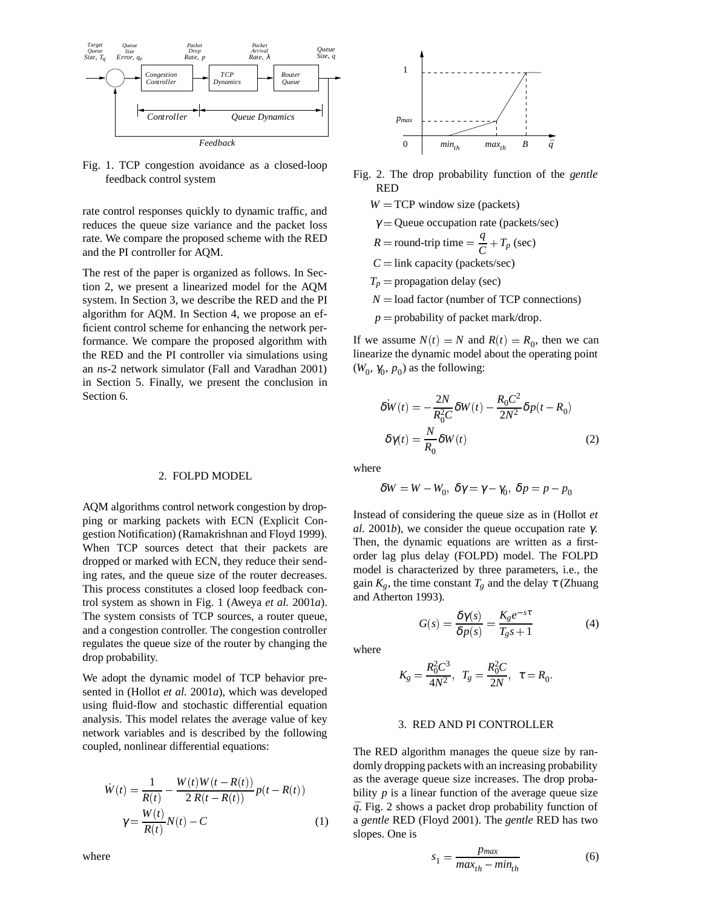Fig. 1. TCP congestion avoidance as a closed-loop feedback control system

rate control responses quickly to dynamic traffic, and reduces the queue size variance and the packet loss rate. We compare the proposed scheme with the RED and the PI controller for AQM.

The rest of the paper is organized as follows. In Section 2, we present a linearized model for the AQM system. In Section 3, we describe the RED and the PI algorithm for AQM. In Section 4, we propose an efficient control scheme for enhancing the network performance. We compare the proposed algorithm with the RED and the PI controller via simulations using an *ns*-2 network simulator (Fall and Varadhan 2001) in Section 5. Finally, we present the conclusion in Section 6.

## 2. FOLPD MODEL

AQM algorithms control network congestion by dropping or marking packets with ECN (Explicit Congestion Notification) (Ramakrishnan and Floyd 1999). When TCP sources detect that their packets are dropped or marked with ECN, they reduce their sending rates, and the queue size of the router decreases. This process constitutes a closed loop feedback control system as shown in Fig. 1 (Aweya *et al.* 2001*a*). The system consists of TCP sources, a router queue, and a congestion controller. The congestion controller regulates the queue size of the router by changing the drop probability.

We adopt the dynamic model of TCP behavior presented in (Hollot *et al.* 2001*a*), which was developed using fluid-flow and stochastic differential equation analysis. This model relates the average value of key network variables and is described by the following coupled, nonlinear differential equations:

$$\dot{W}(t) = \frac{1}{R(t)} - \frac{W(t)W(t-R(t))}{2\,R(t-R(t))}p(t-R(t))$$
$$\gamma = \frac{W(t)}{R(t)}N(t) - C \tag{1}$$

where

Fig. 2. The drop probability function of the *gentle* RED

$W =$ TCP window size (packets)

$\gamma =$ Queue occupation rate (packets/sec)

$R =$ round-trip time $= \frac{q}{C} + T_p$ (sec)

$C =$ link capacity (packets/sec)

$T_p =$ propagation delay (sec)

$N =$ load factor (number of TCP connections)

$p =$ probability of packet mark/drop.

If we assume $N(t) = N$ and $R(t) = R_0$, then we can linearize the dynamic model about the operating point $(W_0, \gamma_0, p_0)$ as the following:

$$\delta\dot{W}(t) = -\frac{2N}{R_0^2 C}\delta W(t) - \frac{R_0 C^2}{2N^2}\delta p(t-R_0)$$
$$\delta\gamma(t) = \frac{N}{R_0}\delta W(t) \tag{2}$$

where

$$\delta W = W - W_0,\ \delta\gamma = \gamma - \gamma_0,\ \delta p = p - p_0$$

Instead of considering the queue size as in (Hollot *et al.* 2001*b*), we consider the queue occupation rate $\gamma$. Then, the dynamic equations are written as a first-order lag plus delay (FOLPD) model. The FOLPD model is characterized by three parameters, i.e., the gain $K_g$, the time constant $T_g$ and the delay $\tau$ (Zhuang and Atherton 1993).

$$G(s) = \frac{\delta\gamma(s)}{\delta p(s)} = \frac{K_g e^{-s\tau}}{T_g s + 1} \tag{4}$$

where

$$K_g = \frac{R_0^2 C^3}{4N^2},\ \ T_g = \frac{R_0^2 C}{2N},\ \ \tau = R_0.$$

## 3. RED AND PI CONTROLLER

The RED algorithm manages the queue size by randomly dropping packets with an increasing probability as the average queue size increases. The drop probability $p$ is a linear function of the average queue size $\bar{q}$. Fig. 2 shows a packet drop probability function of a *gentle* RED (Floyd 2001). The *gentle* RED has two slopes. One is

$$s_1 = \frac{p_{max}}{max_{th} - min_{th}} \tag{6}$$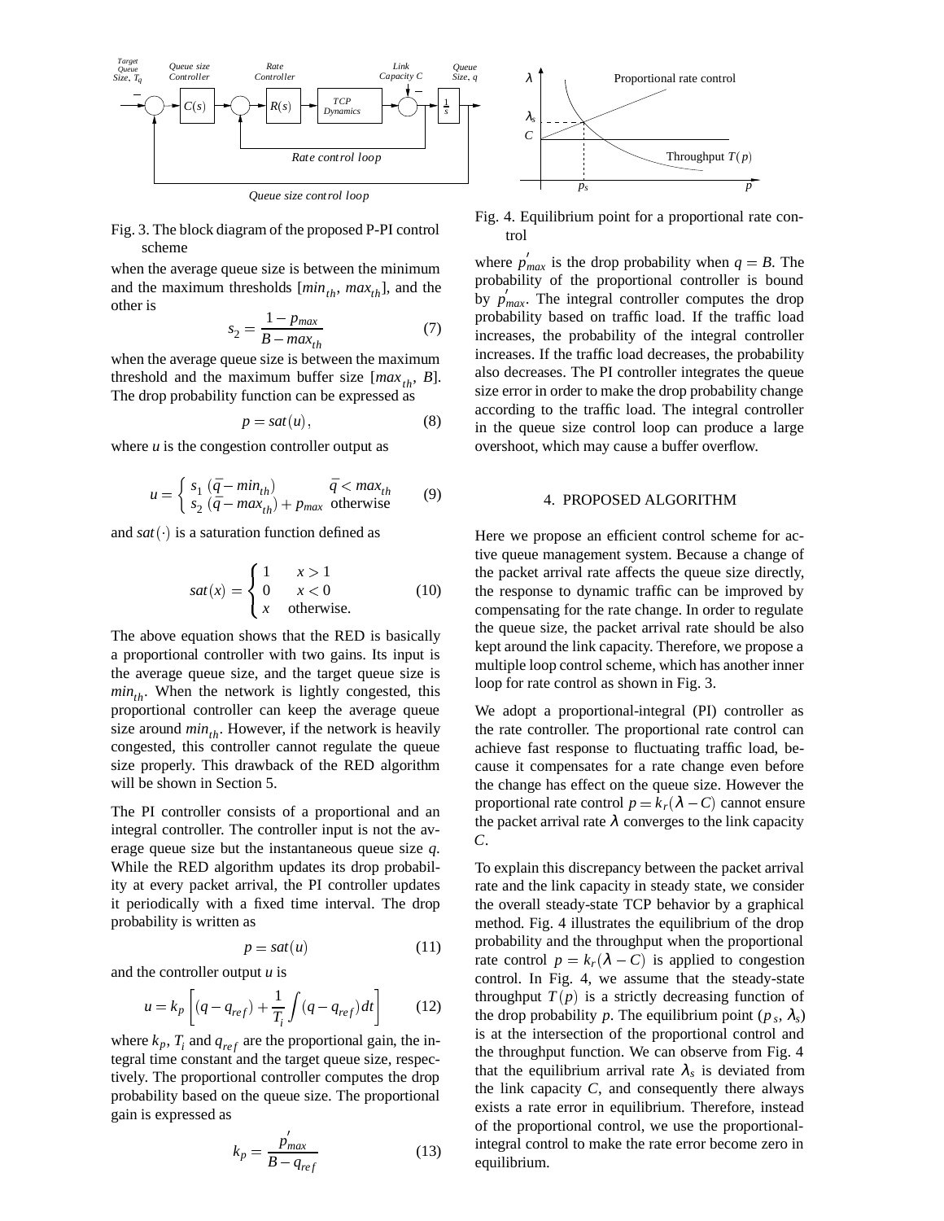Fig. 3. The block diagram of the proposed P-PI control scheme

when the average queue size is between the minimum and the maximum thresholds [$min_{th}$, $max_{th}$], and the other is

$$s_2 = \frac{1 - p_{max}}{B - max_{th}} \tag{7}$$

when the average queue size is between the maximum threshold and the maximum buffer size [$max_{th}$, $B$]. The drop probability function can be expressed as

$$p = sat(u), \tag{8}$$

where $u$ is the congestion controller output as

$$u = \begin{cases} s_1\,(\bar{q} - min_{th}) & \bar{q} < max_{th} \\ s_2\,(\bar{q} - max_{th}) + p_{max} & \text{otherwise} \end{cases} \tag{9}$$

and $sat(\cdot)$ is a saturation function defined as

$$sat(x) = \begin{cases} 1 & x > 1 \\ 0 & x < 0 \\ x & \text{otherwise.} \end{cases} \tag{10}$$

The above equation shows that the RED is basically a proportional controller with two gains. Its input is the average queue size, and the target queue size is $min_{th}$. When the network is lightly congested, this proportional controller can keep the average queue size around $min_{th}$. However, if the network is heavily congested, this controller cannot regulate the queue size properly. This drawback of the RED algorithm will be shown in Section 5.

The PI controller consists of a proportional and an integral controller. The controller input is not the average queue size but the instantaneous queue size $q$. While the RED algorithm updates its drop probability at every packet arrival, the PI controller updates it periodically with a fixed time interval. The drop probability is written as

$$p = sat(u) \tag{11}$$

and the controller output $u$ is

$$u = k_p \left[ (q - q_{ref}) + \frac{1}{T_i} \int (q - q_{ref})\, dt \right] \tag{12}$$

where $k_p$, $T_i$ and $q_{ref}$ are the proportional gain, the integral time constant and the target queue size, respectively. The proportional controller computes the drop probability based on the queue size. The proportional gain is expressed as

$$k_p = \frac{p'_{max}}{B - q_{ref}} \tag{13}$$

Fig. 4. Equilibrium point for a proportional rate control

where $p'_{max}$ is the drop probability when $q = B$. The probability of the proportional controller is bound by $p'_{max}$. The integral controller computes the drop probability based on traffic load. If the traffic load increases, the probability of the integral controller increases. If the traffic load decreases, the probability also decreases. The PI controller integrates the queue size error in order to make the drop probability change according to the traffic load. The integral controller in the queue size control loop can produce a large overshoot, which may cause a buffer overflow.

## 4. PROPOSED ALGORITHM

Here we propose an efficient control scheme for active queue management system. Because a change of the packet arrival rate affects the queue size directly, the response to dynamic traffic can be improved by compensating for the rate change. In order to regulate the queue size, the packet arrival rate should be also kept around the link capacity. Therefore, we propose a multiple loop control scheme, which has another inner loop for rate control as shown in Fig. 3.

We adopt a proportional-integral (PI) controller as the rate controller. The proportional rate control can achieve fast response to fluctuating traffic load, because it compensates for a rate change even before the change has effect on the queue size. However the proportional rate control $p = k_r(\lambda - C)$ cannot ensure the packet arrival rate $\lambda$ converges to the link capacity $C$.

To explain this discrepancy between the packet arrival rate and the link capacity in steady state, we consider the overall steady-state TCP behavior by a graphical method. Fig. 4 illustrates the equilibrium of the drop probability and the throughput when the proportional rate control $p = k_r(\lambda - C)$ is applied to congestion control. In Fig. 4, we assume that the steady-state throughput $T(p)$ is a strictly decreasing function of the drop probability $p$. The equilibrium point $(p_s, \lambda_s)$ is at the intersection of the proportional control and the throughput function. We can observe from Fig. 4 that the equilibrium arrival rate $\lambda_s$ is deviated from the link capacity $C$, and consequently there always exists a rate error in equilibrium. Therefore, instead of the proportional control, we use the proportional-integral control to make the rate error become zero in equilibrium.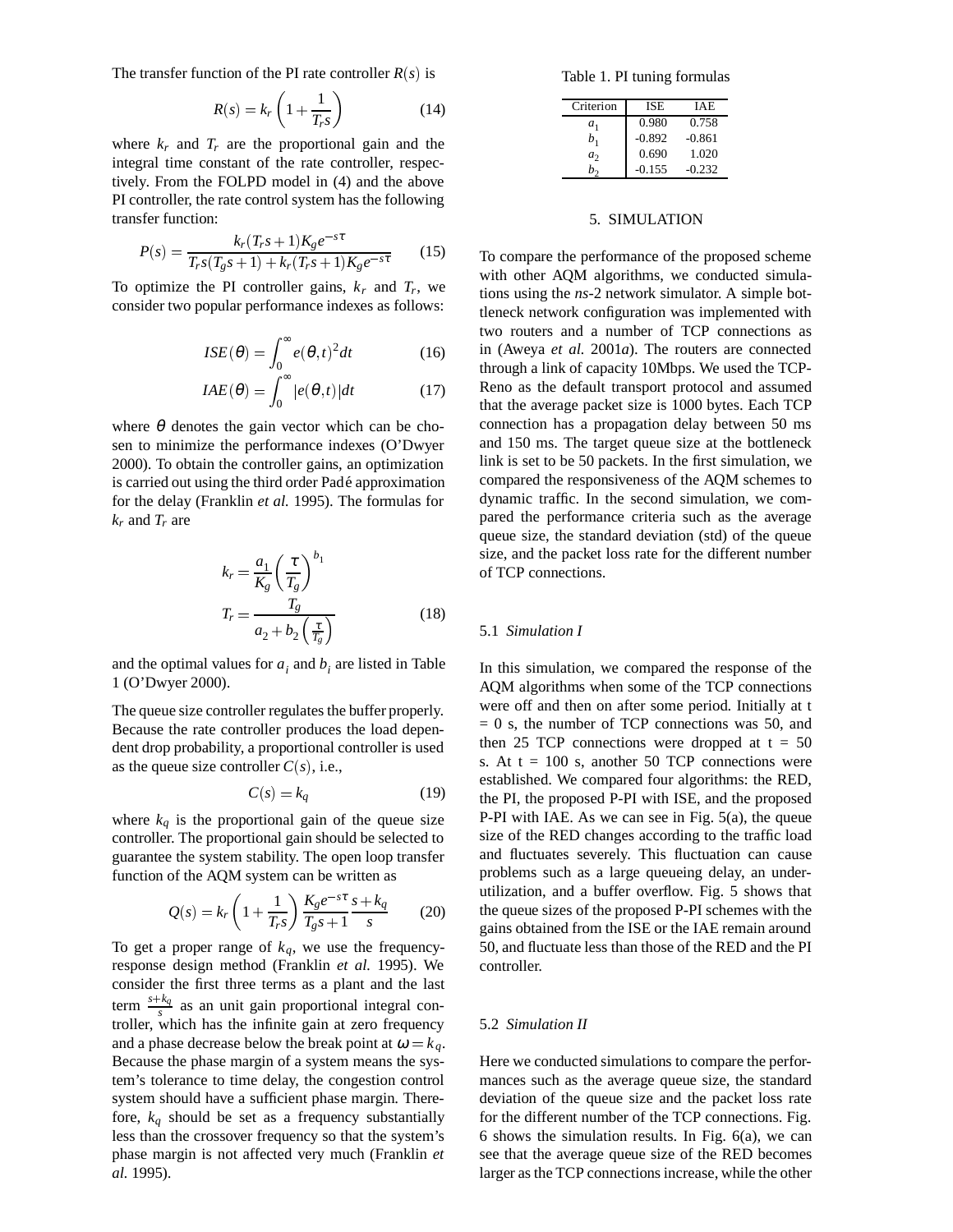The transfer function of the PI rate controller $R(s)$ is

$$R(s) = k_r \left(1 + \frac{1}{T_r s}\right) \quad (14)$$

where $k_r$ and $T_r$ are the proportional gain and the integral time constant of the rate controller, respectively. From the FOLPD model in (4) and the above PI controller, the rate control system has the following transfer function:

$$P(s) = \frac{k_r(T_r s + 1)K_g e^{-s\tau}}{T_r s(T_g s + 1) + k_r(T_r s + 1)K_g e^{-s\tau}} \quad (15)$$

To optimize the PI controller gains, $k_r$ and $T_r$, we consider two popular performance indexes as follows:

$$ISE(\theta) = \int_0^\infty e(\theta, t)^2 dt \quad (16)$$

$$IAE(\theta) = \int_0^\infty |e(\theta, t)| dt \quad (17)$$

where $\theta$ denotes the gain vector which can be chosen to minimize the performance indexes (O'Dwyer 2000). To obtain the controller gains, an optimization is carried out using the third order Padé approximation for the delay (Franklin *et al.* 1995). The formulas for $k_r$ and $T_r$ are

$$k_r = \frac{a_1}{K_g}\left(\frac{\tau}{T_g}\right)^{b_1}$$
$$T_r = \frac{T_g}{a_2 + b_2\left(\frac{\tau}{T_g}\right)} \quad (18)$$

and the optimal values for $a_i$ and $b_i$ are listed in Table 1 (O'Dwyer 2000).

The queue size controller regulates the buffer properly. Because the rate controller produces the load dependent drop probability, a proportional controller is used as the queue size controller $C(s)$, i.e.,

$$C(s) = k_q \quad (19)$$

where $k_q$ is the proportional gain of the queue size controller. The proportional gain should be selected to guarantee the system stability. The open loop transfer function of the AQM system can be written as

$$Q(s) = k_r\left(1 + \frac{1}{T_r s}\right)\frac{K_g e^{-s\tau}}{T_g s + 1}\frac{s + k_q}{s} \quad (20)$$

To get a proper range of $k_q$, we use the frequency-response design method (Franklin *et al.* 1995). We consider the first three terms as a plant and the last term $\frac{s+k_q}{s}$ as an unit gain proportional integral controller, which has the infinite gain at zero frequency and a phase decrease below the break point at $\omega = k_q$. Because the phase margin of a system means the system's tolerance to time delay, the congestion control system should have a sufficient phase margin. Therefore, $k_q$ should be set as a frequency substantially less than the crossover frequency so that the system's phase margin is not affected very much (Franklin *et al.* 1995).

Table 1. PI tuning formulas

| Criterion | ISE | IAE |
|---|---|---|
| $a_1$ | 0.980 | 0.758 |
| $b_1$ | -0.892 | -0.861 |
| $a_2$ | 0.690 | 1.020 |
| $b_2$ | -0.155 | -0.232 |

## 5. SIMULATION

To compare the performance of the proposed scheme with other AQM algorithms, we conducted simulations using the *ns*-2 network simulator. A simple bottleneck network configuration was implemented with two routers and a number of TCP connections as in (Aweya *et al.* 2001*a*). The routers are connected through a link of capacity 10Mbps. We used the TCP-Reno as the default transport protocol and assumed that the average packet size is 1000 bytes. Each TCP connection has a propagation delay between 50 ms and 150 ms. The target queue size at the bottleneck link is set to be 50 packets. In the first simulation, we compared the responsiveness of the AQM schemes to dynamic traffic. In the second simulation, we compared the performance criteria such as the average queue size, the standard deviation (std) of the queue size, and the packet loss rate for the different number of TCP connections.

### 5.1 *Simulation I*

In this simulation, we compared the response of the AQM algorithms when some of the TCP connections were off and then on after some period. Initially at t = 0 s, the number of TCP connections was 50, and then 25 TCP connections were dropped at t = 50 s. At t = 100 s, another 50 TCP connections were established. We compared four algorithms: the RED, the PI, the proposed P-PI with ISE, and the proposed P-PI with IAE. As we can see in Fig. 5(a), the queue size of the RED changes according to the traffic load and fluctuates severely. This fluctuation can cause problems such as a large queueing delay, an underutilization, and a buffer overflow. Fig. 5 shows that the queue sizes of the proposed P-PI schemes with the gains obtained from the ISE or the IAE remain around 50, and fluctuate less than those of the RED and the PI controller.

### 5.2 *Simulation II*

Here we conducted simulations to compare the performances such as the average queue size, the standard deviation of the queue size and the packet loss rate for the different number of the TCP connections. Fig. 6 shows the simulation results. In Fig. 6(a), we can see that the average queue size of the RED becomes larger as the TCP connections increase, while the other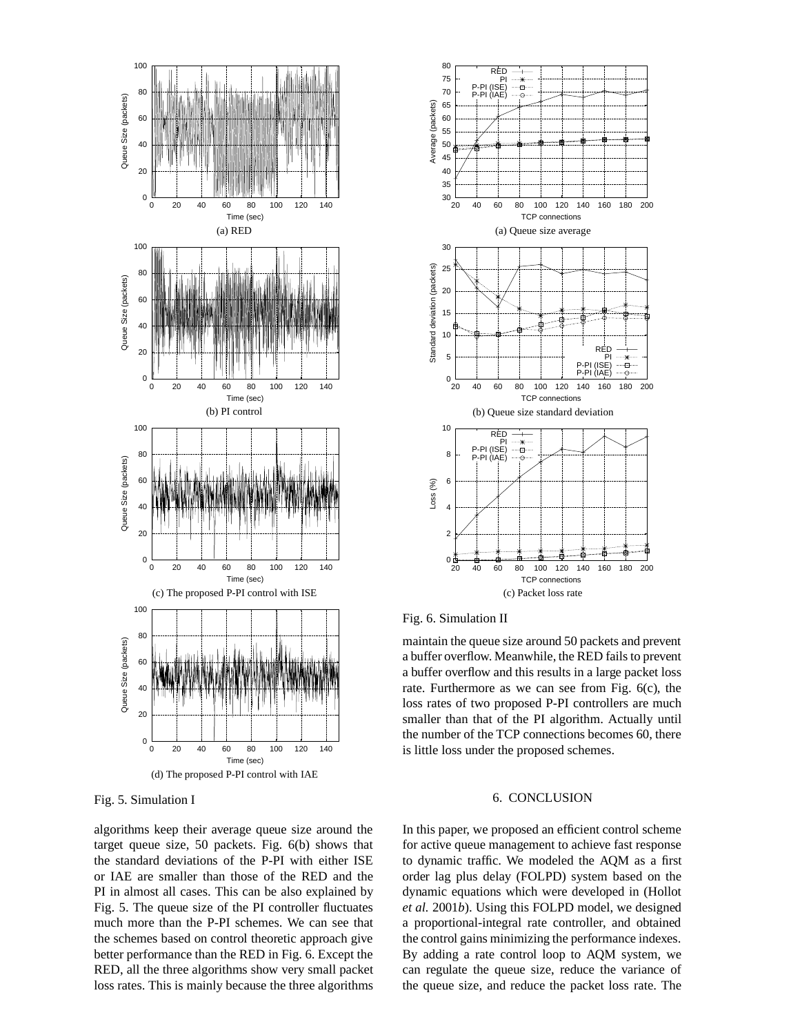(a) RED

(b) PI control

(c) The proposed P-PI control with ISE

(d) The proposed P-PI control with IAE

Fig. 5. Simulation I

algorithms keep their average queue size around the target queue size, 50 packets. Fig. 6(b) shows that the standard deviations of the P-PI with either ISE or IAE are smaller than those of the RED and the PI in almost all cases. This can be also explained by Fig. 5. The queue size of the PI controller fluctuates much more than the P-PI schemes. We can see that the schemes based on control theoretic approach give better performance than the RED in Fig. 6. Except the RED, all the three algorithms show very small packet loss rates. This is mainly because the three algorithms maintain the queue size around 50 packets and prevent a buffer overflow. Meanwhile, the RED fails to prevent a buffer overflow and this results in a large packet loss rate. Furthermore as we can see from Fig. 6(c), the loss rates of two proposed P-PI controllers are much smaller than that of the PI algorithm. Actually until the number of the TCP connections becomes 60, there is little loss under the proposed schemes.

(a) Queue size average

(b) Queue size standard deviation

(c) Packet loss rate

Fig. 6. Simulation II

## 6. CONCLUSION

In this paper, we proposed an efficient control scheme for active queue management to achieve fast response to dynamic traffic. We modeled the AQM as a first order lag plus delay (FOLPD) system based on the dynamic equations which were developed in (Hollot *et al.* 2001*b*). Using this FOLPD model, we designed a proportional-integral rate controller, and obtained the control gains minimizing the performance indexes. By adding a rate control loop to AQM system, we can regulate the queue size, reduce the variance of the queue size, and reduce the packet loss rate. The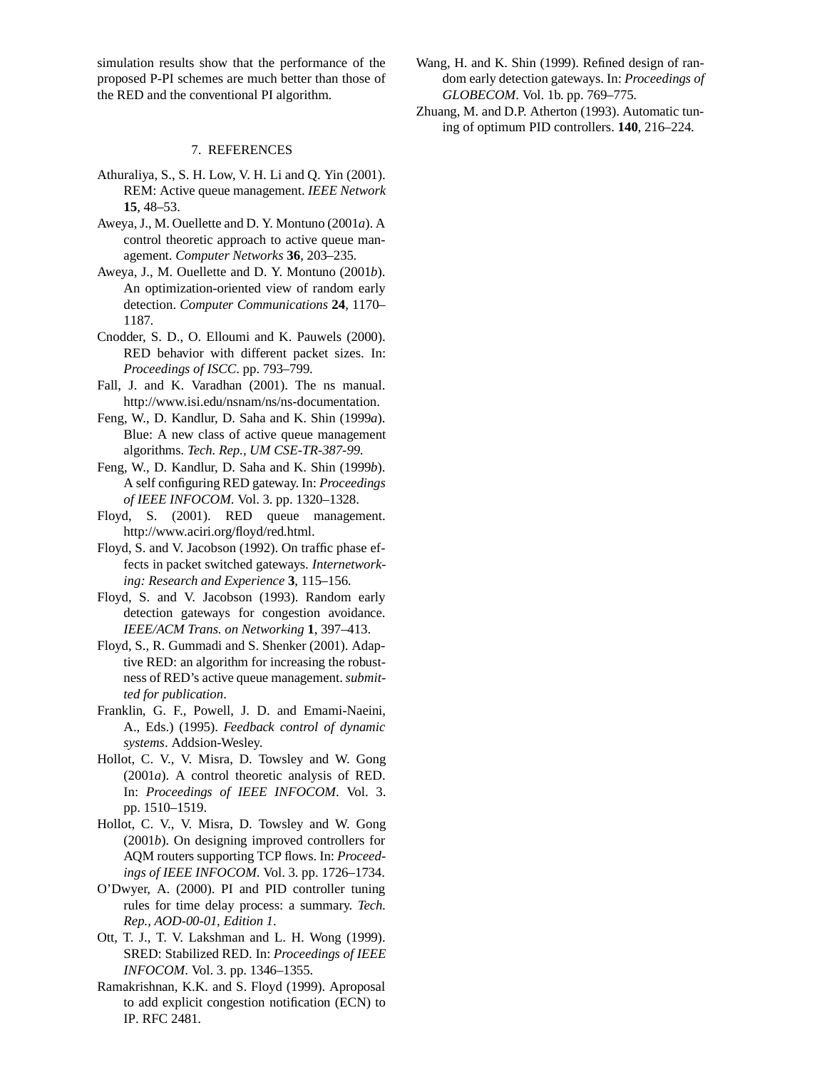simulation results show that the performance of the proposed P-PI schemes are much better than those of the RED and the conventional PI algorithm.

## 7. REFERENCES

Athuraliya, S., S. H. Low, V. H. Li and Q. Yin (2001). REM: Active queue management. *IEEE Network* **15**, 48–53.

Aweya, J., M. Ouellette and D. Y. Montuno (2001*a*). A control theoretic approach to active queue management. *Computer Networks* **36**, 203–235.

Aweya, J., M. Ouellette and D. Y. Montuno (2001*b*). An optimization-oriented view of random early detection. *Computer Communications* **24**, 1170–1187.

Cnodder, S. D., O. Elloumi and K. Pauwels (2000). RED behavior with different packet sizes. In: *Proceedings of ISCC*. pp. 793–799.

Fall, J. and K. Varadhan (2001). The ns manual. http://www.isi.edu/nsnam/ns/ns-documentation.

Feng, W., D. Kandlur, D. Saha and K. Shin (1999*a*). Blue: A new class of active queue management algorithms. *Tech. Rep., UM CSE-TR-387-99*.

Feng, W., D. Kandlur, D. Saha and K. Shin (1999*b*). A self configuring RED gateway. In: *Proceedings of IEEE INFOCOM*. Vol. 3. pp. 1320–1328.

Floyd, S. (2001). RED queue management. http://www.aciri.org/floyd/red.html.

Floyd, S. and V. Jacobson (1992). On traffic phase effects in packet switched gateways. *Internetworking: Research and Experience* **3**, 115–156.

Floyd, S. and V. Jacobson (1993). Random early detection gateways for congestion avoidance. *IEEE/ACM Trans. on Networking* **1**, 397–413.

Floyd, S., R. Gummadi and S. Shenker (2001). Adaptive RED: an algorithm for increasing the robustness of RED's active queue management. *submitted for publication*.

Franklin, G. F., Powell, J. D. and Emami-Naeini, A., Eds.) (1995). *Feedback control of dynamic systems*. Addsion-Wesley.

Hollot, C. V., V. Misra, D. Towsley and W. Gong (2001*a*). A control theoretic analysis of RED. In: *Proceedings of IEEE INFOCOM*. Vol. 3. pp. 1510–1519.

Hollot, C. V., V. Misra, D. Towsley and W. Gong (2001*b*). On designing improved controllers for AQM routers supporting TCP flows. In: *Proceedings of IEEE INFOCOM*. Vol. 3. pp. 1726–1734.

O'Dwyer, A. (2000). PI and PID controller tuning rules for time delay process: a summary. *Tech. Rep., AOD-00-01, Edition 1*.

Ott, T. J., T. V. Lakshman and L. H. Wong (1999). SRED: Stabilized RED. In: *Proceedings of IEEE INFOCOM*. Vol. 3. pp. 1346–1355.

Ramakrishnan, K.K. and S. Floyd (1999). Aproposal to add explicit congestion notification (ECN) to IP. RFC 2481.

Wang, H. and K. Shin (1999). Refined design of random early detection gateways. In: *Proceedings of GLOBECOM*. Vol. 1b. pp. 769–775.

Zhuang, M. and D.P. Atherton (1993). Automatic tuning of optimum PID controllers. **140**, 216–224.